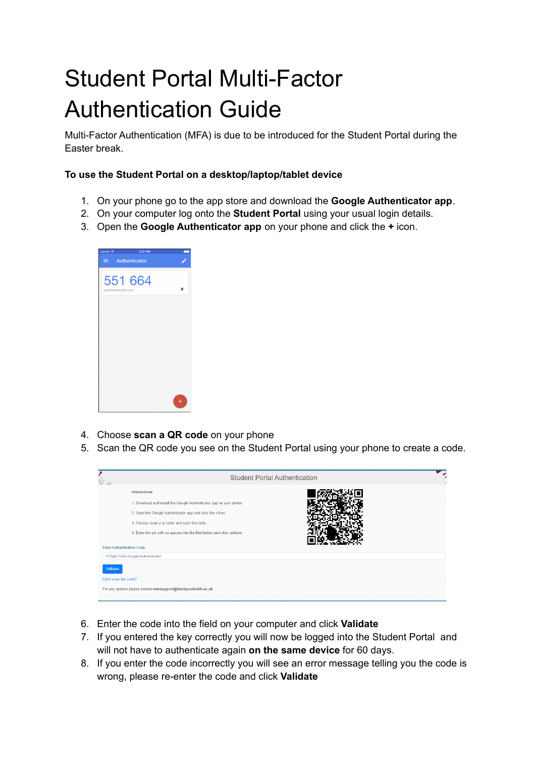# Student Portal Multi-Factor Authentication Guide

Multi-Factor Authentication (MFA) is due to be introduced for the Student Portal during the Easter break.

**To use the Student Portal on a desktop/laptop/tablet device**

1. On your phone go to the app store and download the **Google Authenticator app**.
2. On your computer log onto the **Student Portal** using your usual login details.
3. Open the **Google Authenticator app** on your phone and click the **+** icon.

4. Choose **scan a QR code** on your phone
5. Scan the QR code you see on the Student Portal using your phone to create a code.

6. Enter the code into the field on your computer and click **Validate**
7. If you entered the key correctly you will now be logged into the Student Portal and will not have to authenticate again **on the same device** for 60 days.
8. If you enter the code incorrectly you will see an error message telling you the code is wrong, please re-enter the code and click **Validate**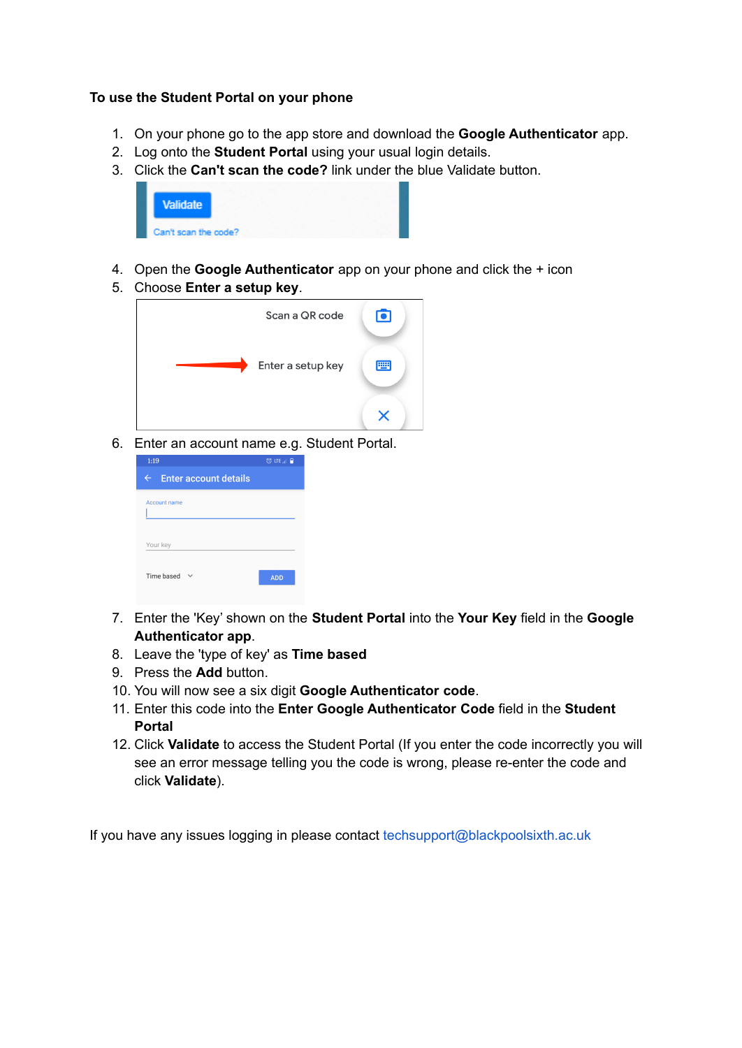**To use the Student Portal on your phone**

1. On your phone go to the app store and download the **Google Authenticator** app.
2. Log onto the **Student Portal** using your usual login details.
3. Click the **Can't scan the code?** link under the blue Validate button.
4. Open the **Google Authenticator** app on your phone and click the + icon
5. Choose **Enter a setup key**.
6. Enter an account name e.g. Student Portal.
7. Enter the 'Key' shown on the **Student Portal** into the **Your Key** field in the **Google Authenticator app**.
8. Leave the 'type of key' as **Time based**
9. Press the **Add** button.
10. You will now see a six digit **Google Authenticator code**.
11. Enter this code into the **Enter Google Authenticator Code** field in the **Student Portal**
12. Click **Validate** to access the Student Portal (If you enter the code incorrectly you will see an error message telling you the code is wrong, please re-enter the code and click **Validate**).

If you have any issues logging in please contact techsupport@blackpoolsixth.ac.uk